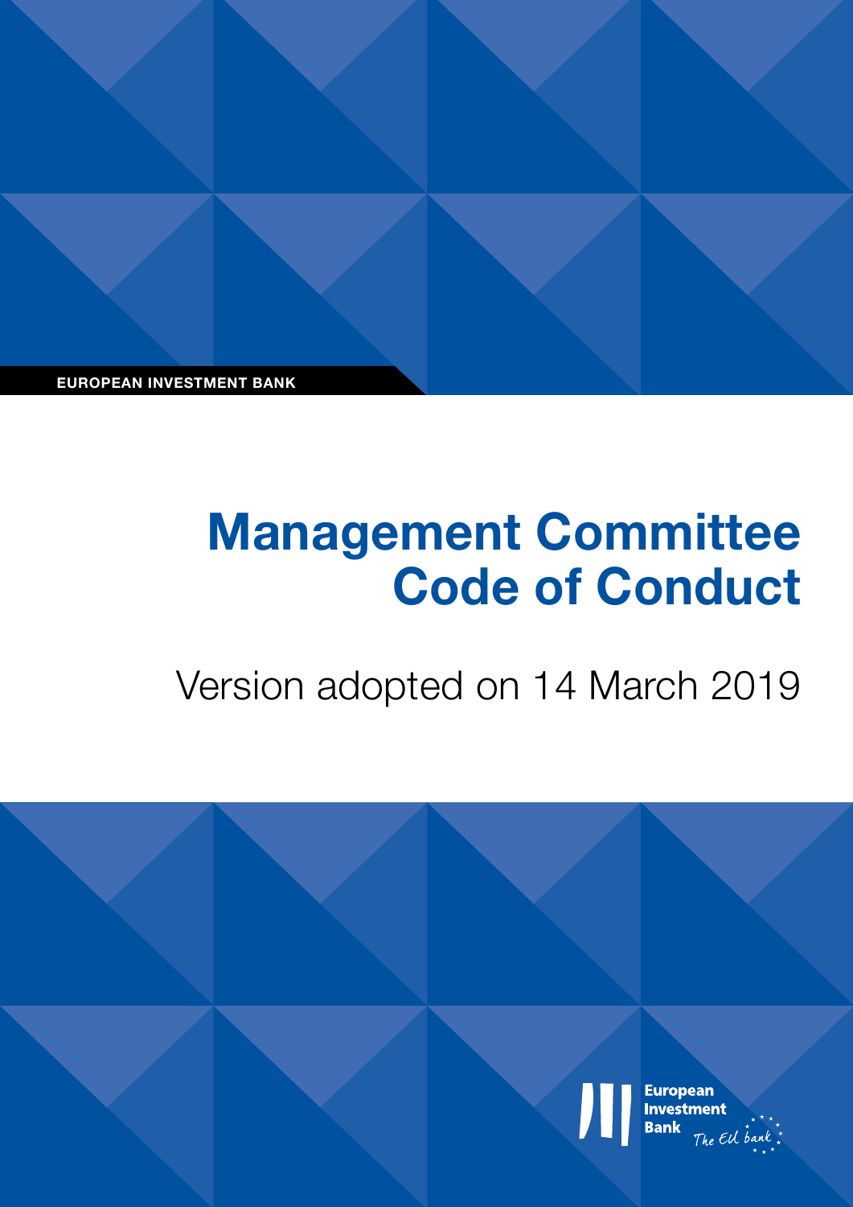EUROPEAN INVESTMENT BANK

# Management Committee Code of Conduct

Version adopted on 14 March 2019

European Investment Bank

The EU bank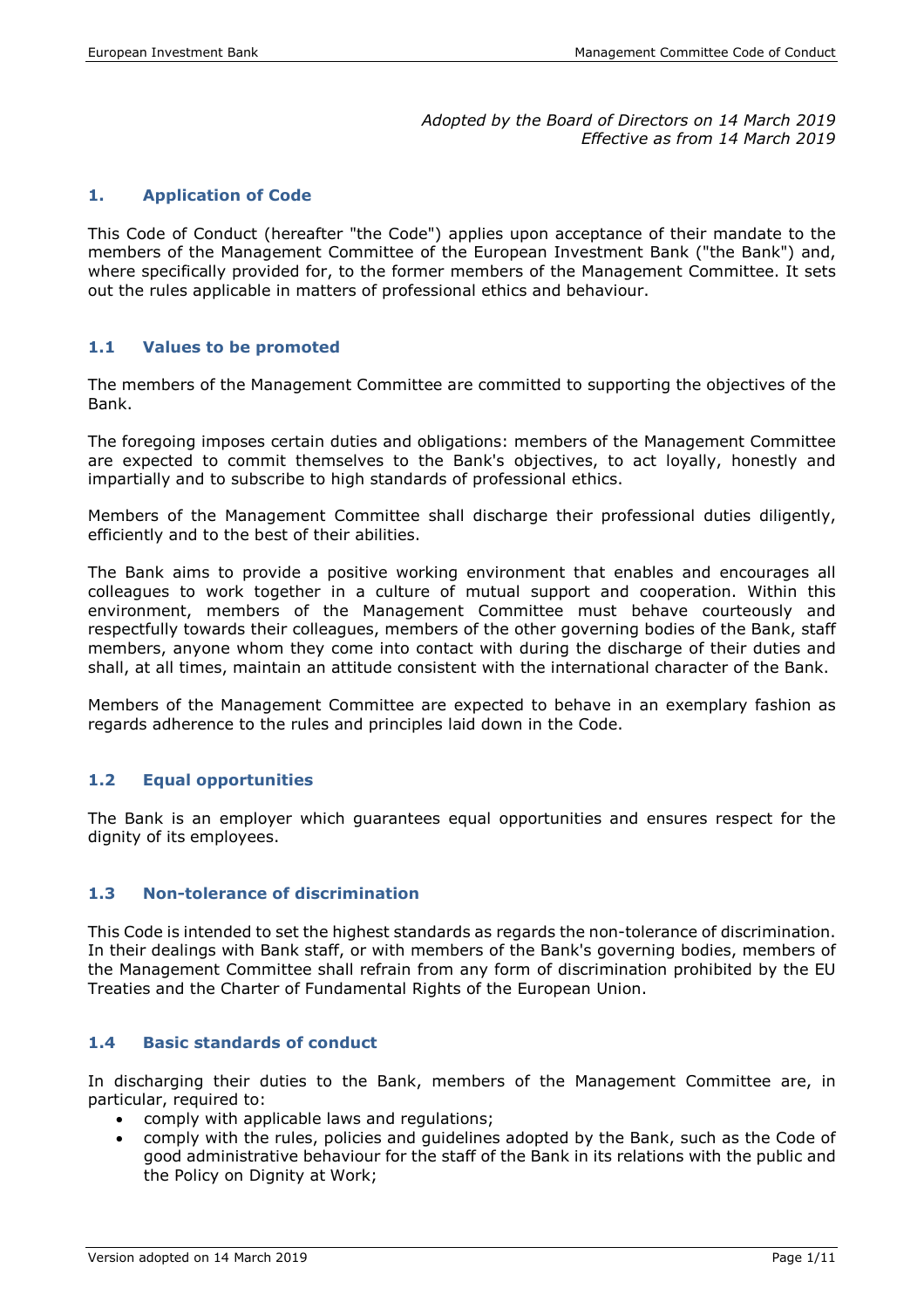*Adopted by the Board of Directors on 14 March 2019*
*Effective as from 14 March 2019*

## 1. Application of Code

This Code of Conduct (hereafter "the Code") applies upon acceptance of their mandate to the members of the Management Committee of the European Investment Bank ("the Bank") and, where specifically provided for, to the former members of the Management Committee. It sets out the rules applicable in matters of professional ethics and behaviour.

### 1.1 Values to be promoted

The members of the Management Committee are committed to supporting the objectives of the Bank.

The foregoing imposes certain duties and obligations: members of the Management Committee are expected to commit themselves to the Bank's objectives, to act loyally, honestly and impartially and to subscribe to high standards of professional ethics.

Members of the Management Committee shall discharge their professional duties diligently, efficiently and to the best of their abilities.

The Bank aims to provide a positive working environment that enables and encourages all colleagues to work together in a culture of mutual support and cooperation. Within this environment, members of the Management Committee must behave courteously and respectfully towards their colleagues, members of the other governing bodies of the Bank, staff members, anyone whom they come into contact with during the discharge of their duties and shall, at all times, maintain an attitude consistent with the international character of the Bank.

Members of the Management Committee are expected to behave in an exemplary fashion as regards adherence to the rules and principles laid down in the Code.

### 1.2 Equal opportunities

The Bank is an employer which guarantees equal opportunities and ensures respect for the dignity of its employees.

### 1.3 Non-tolerance of discrimination

This Code is intended to set the highest standards as regards the non-tolerance of discrimination. In their dealings with Bank staff, or with members of the Bank's governing bodies, members of the Management Committee shall refrain from any form of discrimination prohibited by the EU Treaties and the Charter of Fundamental Rights of the European Union.

### 1.4 Basic standards of conduct

In discharging their duties to the Bank, members of the Management Committee are, in particular, required to:

- comply with applicable laws and regulations;
- comply with the rules, policies and guidelines adopted by the Bank, such as the Code of good administrative behaviour for the staff of the Bank in its relations with the public and the Policy on Dignity at Work;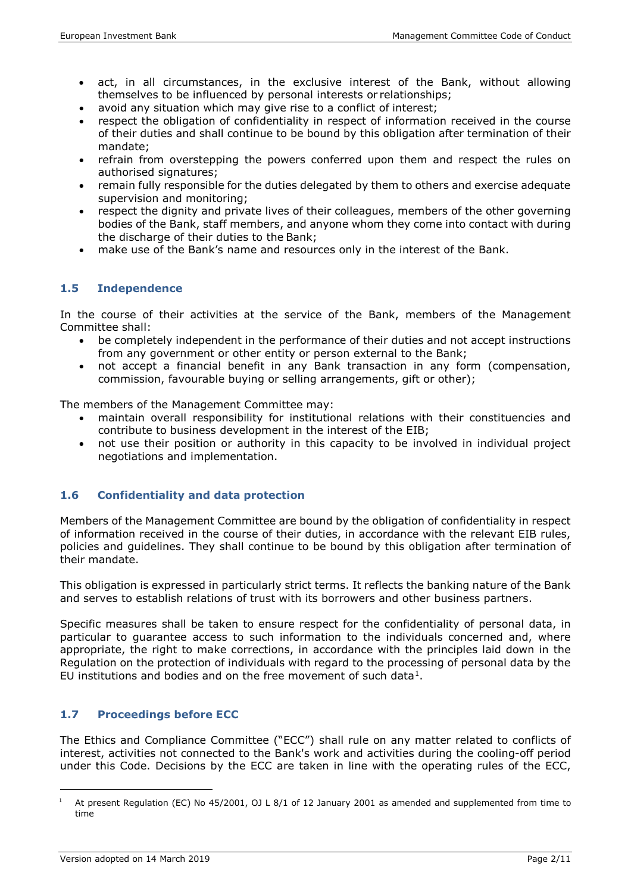- act, in all circumstances, in the exclusive interest of the Bank, without allowing themselves to be influenced by personal interests or relationships;
- avoid any situation which may give rise to a conflict of interest;
- respect the obligation of confidentiality in respect of information received in the course of their duties and shall continue to be bound by this obligation after termination of their mandate;
- refrain from overstepping the powers conferred upon them and respect the rules on authorised signatures;
- remain fully responsible for the duties delegated by them to others and exercise adequate supervision and monitoring;
- respect the dignity and private lives of their colleagues, members of the other governing bodies of the Bank, staff members, and anyone whom they come into contact with during the discharge of their duties to the Bank;
- make use of the Bank's name and resources only in the interest of the Bank.

### 1.5 Independence

In the course of their activities at the service of the Bank, members of the Management Committee shall:

- be completely independent in the performance of their duties and not accept instructions from any government or other entity or person external to the Bank;
- not accept a financial benefit in any Bank transaction in any form (compensation, commission, favourable buying or selling arrangements, gift or other);

The members of the Management Committee may:

- maintain overall responsibility for institutional relations with their constituencies and contribute to business development in the interest of the EIB;
- not use their position or authority in this capacity to be involved in individual project negotiations and implementation.

### 1.6 Confidentiality and data protection

Members of the Management Committee are bound by the obligation of confidentiality in respect of information received in the course of their duties, in accordance with the relevant EIB rules, policies and guidelines. They shall continue to be bound by this obligation after termination of their mandate.

This obligation is expressed in particularly strict terms. It reflects the banking nature of the Bank and serves to establish relations of trust with its borrowers and other business partners.

Specific measures shall be taken to ensure respect for the confidentiality of personal data, in particular to guarantee access to such information to the individuals concerned and, where appropriate, the right to make corrections, in accordance with the principles laid down in the Regulation on the protection of individuals with regard to the processing of personal data by the EU institutions and bodies and on the free movement of such data[1].

### 1.7 Proceedings before ECC

The Ethics and Compliance Committee ("ECC") shall rule on any matter related to conflicts of interest, activities not connected to the Bank's work and activities during the cooling-off period under this Code. Decisions by the ECC are taken in line with the operating rules of the ECC,

---

[1] At present Regulation (EC) No 45/2001, OJ L 8/1 of 12 January 2001 as amended and supplemented from time to time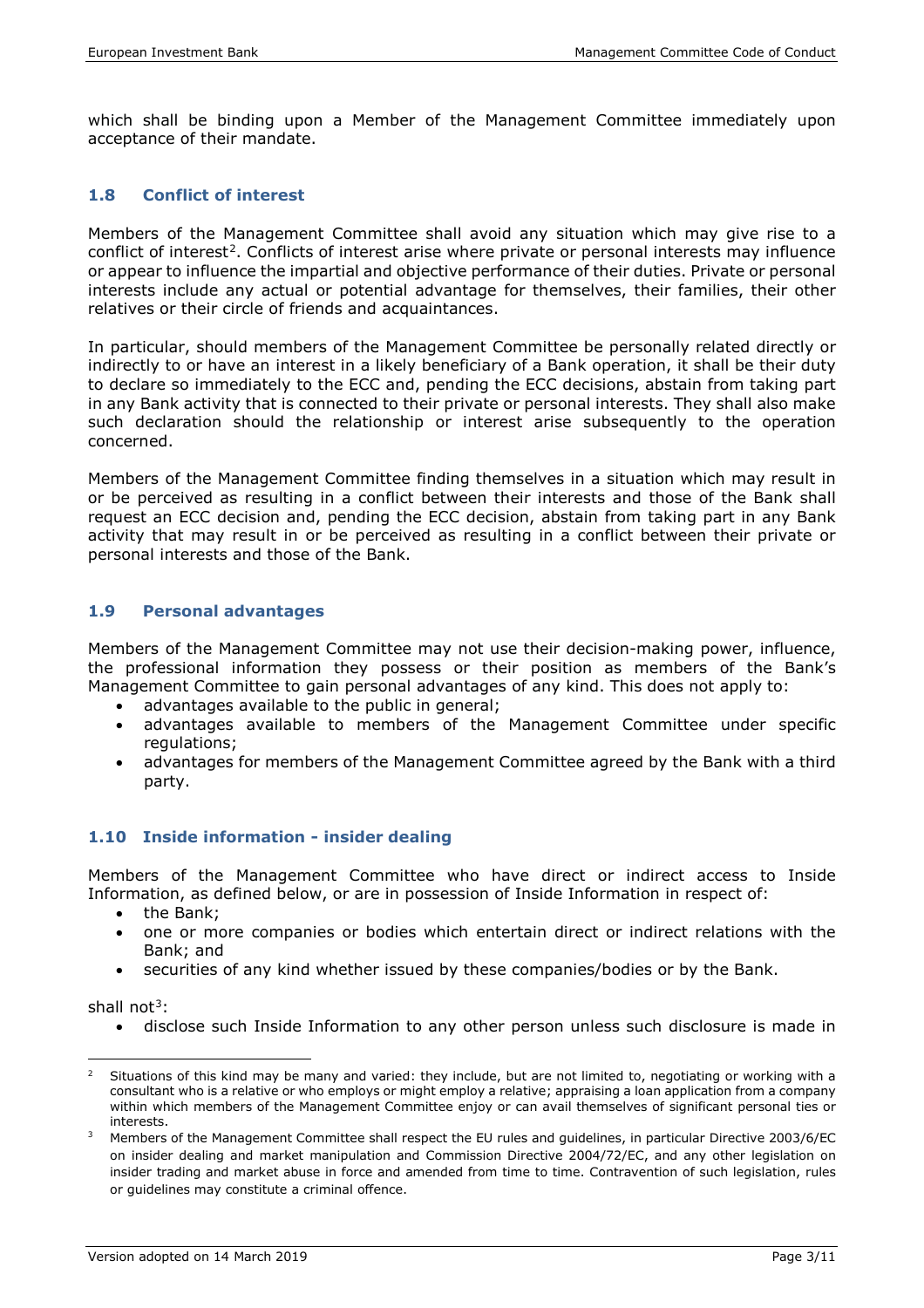which shall be binding upon a Member of the Management Committee immediately upon acceptance of their mandate.

### 1.8 Conflict of interest

Members of the Management Committee shall avoid any situation which may give rise to a conflict of interest[2]. Conflicts of interest arise where private or personal interests may influence or appear to influence the impartial and objective performance of their duties. Private or personal interests include any actual or potential advantage for themselves, their families, their other relatives or their circle of friends and acquaintances.

In particular, should members of the Management Committee be personally related directly or indirectly to or have an interest in a likely beneficiary of a Bank operation, it shall be their duty to declare so immediately to the ECC and, pending the ECC decisions, abstain from taking part in any Bank activity that is connected to their private or personal interests. They shall also make such declaration should the relationship or interest arise subsequently to the operation concerned.

Members of the Management Committee finding themselves in a situation which may result in or be perceived as resulting in a conflict between their interests and those of the Bank shall request an ECC decision and, pending the ECC decision, abstain from taking part in any Bank activity that may result in or be perceived as resulting in a conflict between their private or personal interests and those of the Bank.

### 1.9 Personal advantages

Members of the Management Committee may not use their decision-making power, influence, the professional information they possess or their position as members of the Bank's Management Committee to gain personal advantages of any kind. This does not apply to:

- advantages available to the public in general;
- advantages available to members of the Management Committee under specific regulations;
- advantages for members of the Management Committee agreed by the Bank with a third party.

### 1.10 Inside information - insider dealing

Members of the Management Committee who have direct or indirect access to Inside Information, as defined below, or are in possession of Inside Information in respect of:

- the Bank;
- one or more companies or bodies which entertain direct or indirect relations with the Bank; and
- securities of any kind whether issued by these companies/bodies or by the Bank.

shall not[3]:

- disclose such Inside Information to any other person unless such disclosure is made in

---

[2] Situations of this kind may be many and varied: they include, but are not limited to, negotiating or working with a consultant who is a relative or who employs or might employ a relative; appraising a loan application from a company within which members of the Management Committee enjoy or can avail themselves of significant personal ties or interests.

[3] Members of the Management Committee shall respect the EU rules and guidelines, in particular Directive 2003/6/EC on insider dealing and market manipulation and Commission Directive 2004/72/EC, and any other legislation on insider trading and market abuse in force and amended from time to time. Contravention of such legislation, rules or guidelines may constitute a criminal offence.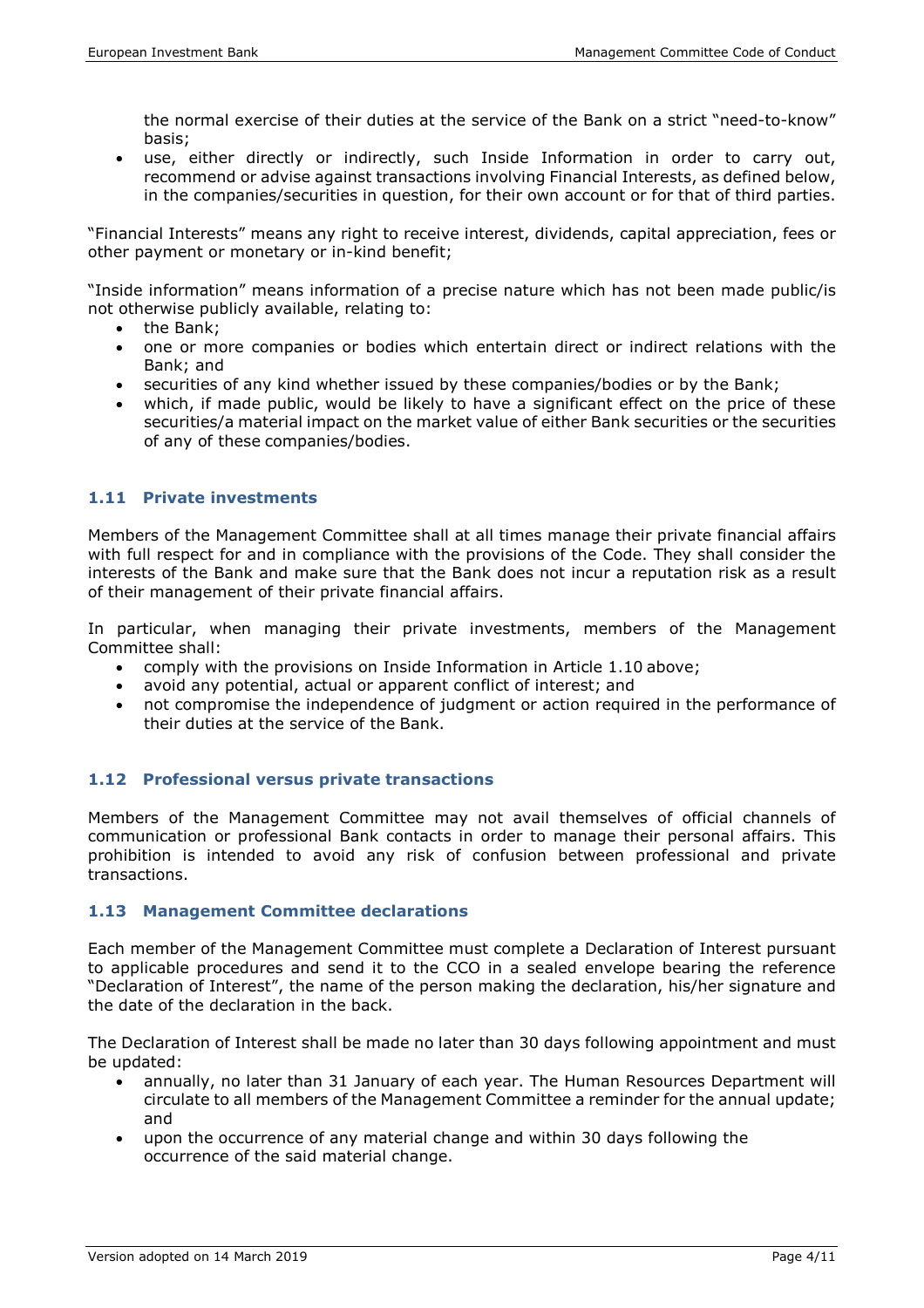the normal exercise of their duties at the service of the Bank on a strict "need-to-know" basis;
- use, either directly or indirectly, such Inside Information in order to carry out, recommend or advise against transactions involving Financial Interests, as defined below, in the companies/securities in question, for their own account or for that of third parties.

"Financial Interests" means any right to receive interest, dividends, capital appreciation, fees or other payment or monetary or in-kind benefit;

"Inside information" means information of a precise nature which has not been made public/is not otherwise publicly available, relating to:

- the Bank;
- one or more companies or bodies which entertain direct or indirect relations with the Bank; and
- securities of any kind whether issued by these companies/bodies or by the Bank;
- which, if made public, would be likely to have a significant effect on the price of these securities/a material impact on the market value of either Bank securities or the securities of any of these companies/bodies.

### 1.11 Private investments

Members of the Management Committee shall at all times manage their private financial affairs with full respect for and in compliance with the provisions of the Code. They shall consider the interests of the Bank and make sure that the Bank does not incur a reputation risk as a result of their management of their private financial affairs.

In particular, when managing their private investments, members of the Management Committee shall:

- comply with the provisions on Inside Information in Article 1.10 above;
- avoid any potential, actual or apparent conflict of interest; and
- not compromise the independence of judgment or action required in the performance of their duties at the service of the Bank.

### 1.12 Professional versus private transactions

Members of the Management Committee may not avail themselves of official channels of communication or professional Bank contacts in order to manage their personal affairs. This prohibition is intended to avoid any risk of confusion between professional and private transactions.

### 1.13 Management Committee declarations

Each member of the Management Committee must complete a Declaration of Interest pursuant to applicable procedures and send it to the CCO in a sealed envelope bearing the reference "Declaration of Interest", the name of the person making the declaration, his/her signature and the date of the declaration in the back.

The Declaration of Interest shall be made no later than 30 days following appointment and must be updated:

- annually, no later than 31 January of each year. The Human Resources Department will circulate to all members of the Management Committee a reminder for the annual update; and
- upon the occurrence of any material change and within 30 days following the occurrence of the said material change.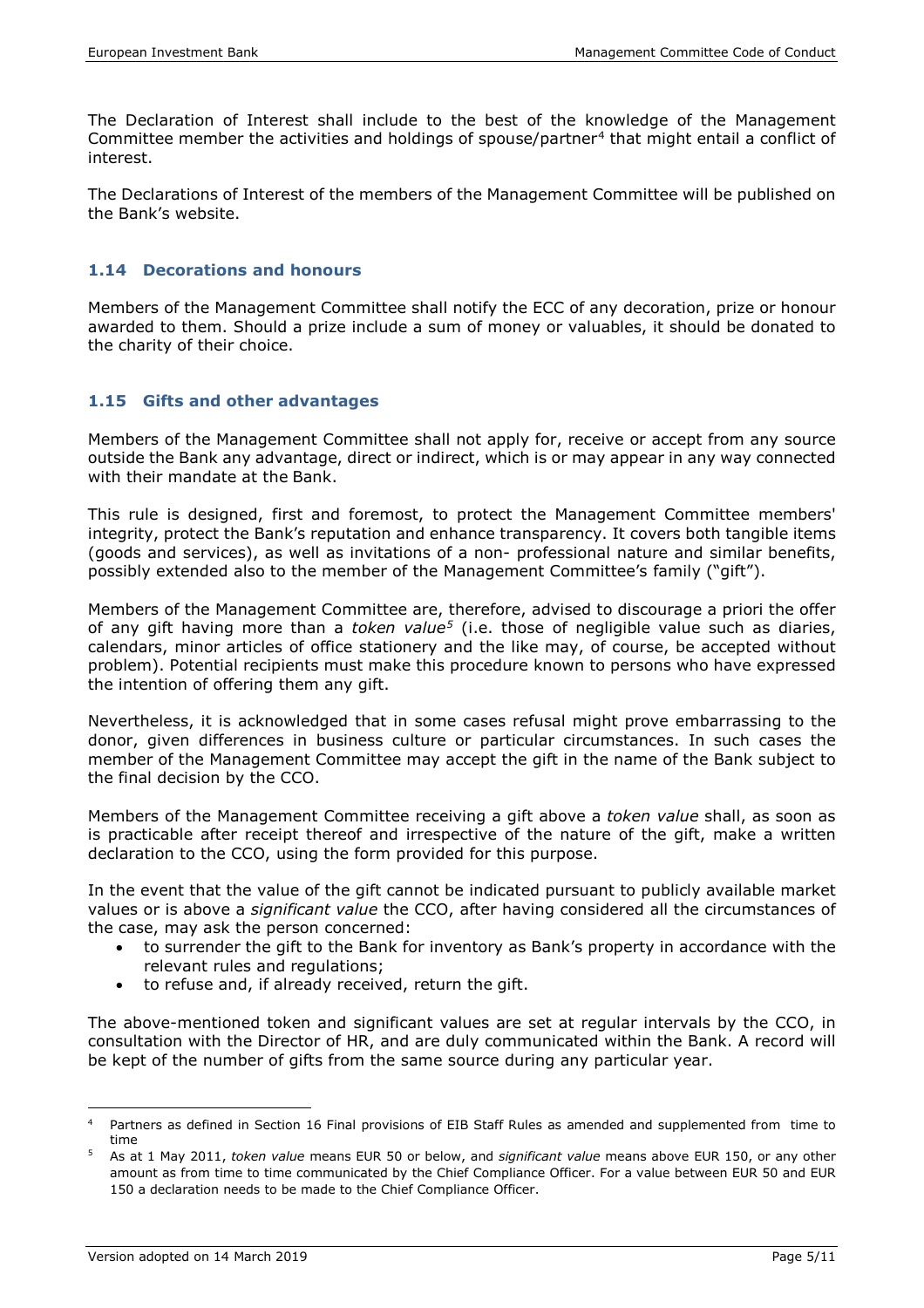The Declaration of Interest shall include to the best of the knowledge of the Management Committee member the activities and holdings of spouse/partner[4] that might entail a conflict of interest.

The Declarations of Interest of the members of the Management Committee will be published on the Bank's website.

### 1.14 Decorations and honours

Members of the Management Committee shall notify the ECC of any decoration, prize or honour awarded to them. Should a prize include a sum of money or valuables, it should be donated to the charity of their choice.

### 1.15 Gifts and other advantages

Members of the Management Committee shall not apply for, receive or accept from any source outside the Bank any advantage, direct or indirect, which is or may appear in any way connected with their mandate at the Bank.

This rule is designed, first and foremost, to protect the Management Committee members' integrity, protect the Bank's reputation and enhance transparency. It covers both tangible items (goods and services), as well as invitations of a non- professional nature and similar benefits, possibly extended also to the member of the Management Committee's family ("gift").

Members of the Management Committee are, therefore, advised to discourage a priori the offer of any gift having more than a *token value*[5] (i.e. those of negligible value such as diaries, calendars, minor articles of office stationery and the like may, of course, be accepted without problem). Potential recipients must make this procedure known to persons who have expressed the intention of offering them any gift.

Nevertheless, it is acknowledged that in some cases refusal might prove embarrassing to the donor, given differences in business culture or particular circumstances. In such cases the member of the Management Committee may accept the gift in the name of the Bank subject to the final decision by the CCO.

Members of the Management Committee receiving a gift above a *token value* shall, as soon as is practicable after receipt thereof and irrespective of the nature of the gift, make a written declaration to the CCO, using the form provided for this purpose.

In the event that the value of the gift cannot be indicated pursuant to publicly available market values or is above a *significant value* the CCO, after having considered all the circumstances of the case, may ask the person concerned:

- to surrender the gift to the Bank for inventory as Bank's property in accordance with the relevant rules and regulations;
- to refuse and, if already received, return the gift.

The above-mentioned token and significant values are set at regular intervals by the CCO, in consultation with the Director of HR, and are duly communicated within the Bank. A record will be kept of the number of gifts from the same source during any particular year.

---

[4] Partners as defined in Section 16 Final provisions of EIB Staff Rules as amended and supplemented from time to time

[5] As at 1 May 2011, *token value* means EUR 50 or below, and *significant value* means above EUR 150, or any other amount as from time to time communicated by the Chief Compliance Officer. For a value between EUR 50 and EUR 150 a declaration needs to be made to the Chief Compliance Officer.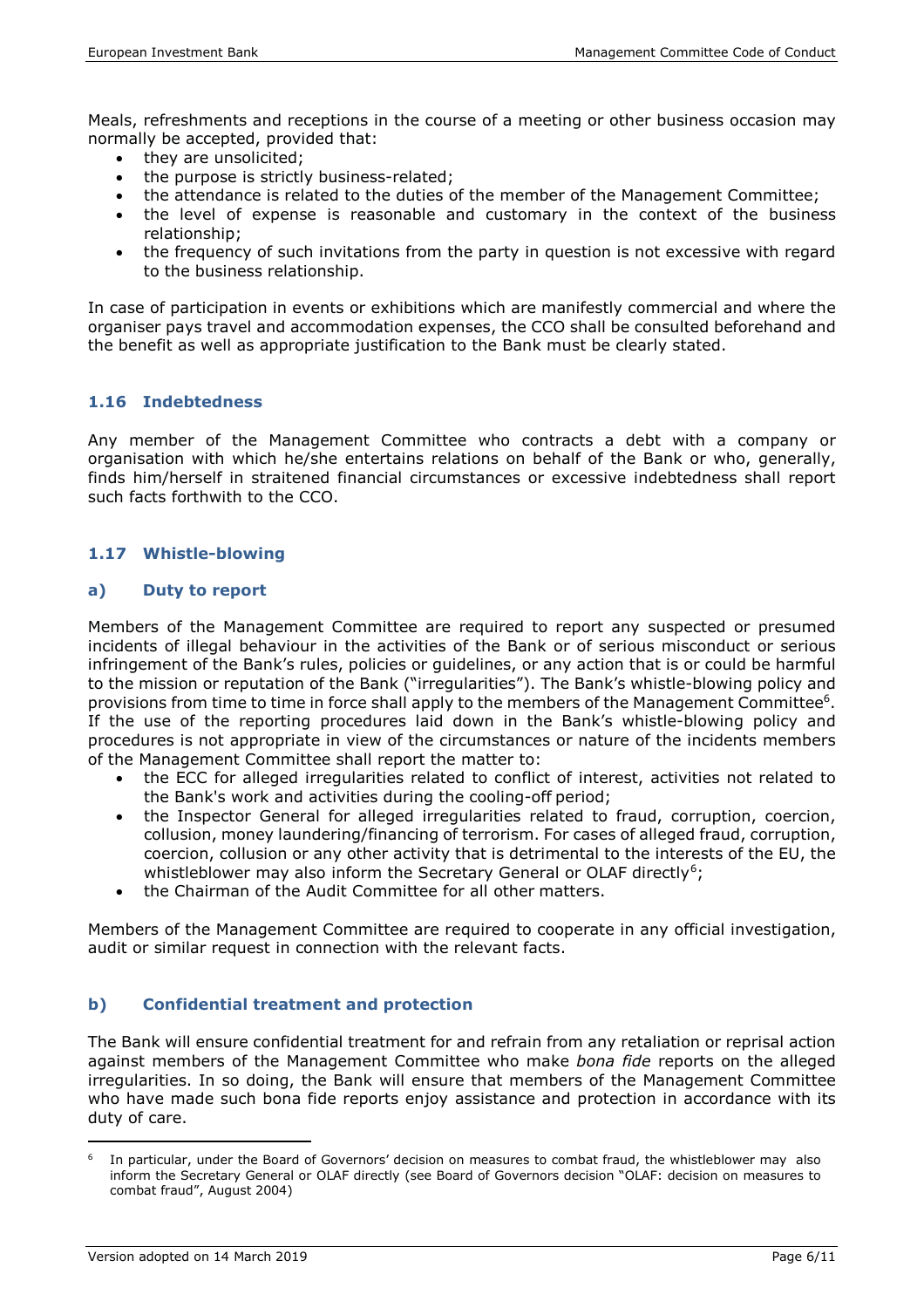Meals, refreshments and receptions in the course of a meeting or other business occasion may normally be accepted, provided that:

- they are unsolicited;
- the purpose is strictly business-related;
- the attendance is related to the duties of the member of the Management Committee;
- the level of expense is reasonable and customary in the context of the business relationship;
- the frequency of such invitations from the party in question is not excessive with regard to the business relationship.

In case of participation in events or exhibitions which are manifestly commercial and where the organiser pays travel and accommodation expenses, the CCO shall be consulted beforehand and the benefit as well as appropriate justification to the Bank must be clearly stated.

### 1.16 Indebtedness

Any member of the Management Committee who contracts a debt with a company or organisation with which he/she entertains relations on behalf of the Bank or who, generally, finds him/herself in straitened financial circumstances or excessive indebtedness shall report such facts forthwith to the CCO.

### 1.17 Whistle-blowing

#### a) Duty to report

Members of the Management Committee are required to report any suspected or presumed incidents of illegal behaviour in the activities of the Bank or of serious misconduct or serious infringement of the Bank's rules, policies or guidelines, or any action that is or could be harmful to the mission or reputation of the Bank ("irregularities"). The Bank's whistle-blowing policy and provisions from time to time in force shall apply to the members of the Management Committee[6]. If the use of the reporting procedures laid down in the Bank's whistle-blowing policy and procedures is not appropriate in view of the circumstances or nature of the incidents members of the Management Committee shall report the matter to:

- the ECC for alleged irregularities related to conflict of interest, activities not related to the Bank's work and activities during the cooling-off period;
- the Inspector General for alleged irregularities related to fraud, corruption, coercion, collusion, money laundering/financing of terrorism. For cases of alleged fraud, corruption, coercion, collusion or any other activity that is detrimental to the interests of the EU, the whistleblower may also inform the Secretary General or OLAF directly[6];
- the Chairman of the Audit Committee for all other matters.

Members of the Management Committee are required to cooperate in any official investigation, audit or similar request in connection with the relevant facts.

#### b) Confidential treatment and protection

The Bank will ensure confidential treatment for and refrain from any retaliation or reprisal action against members of the Management Committee who make *bona fide* reports on the alleged irregularities. In so doing, the Bank will ensure that members of the Management Committee who have made such bona fide reports enjoy assistance and protection in accordance with its duty of care.

---

[6] In particular, under the Board of Governors' decision on measures to combat fraud, the whistleblower may also inform the Secretary General or OLAF directly (see Board of Governors decision "OLAF: decision on measures to combat fraud", August 2004)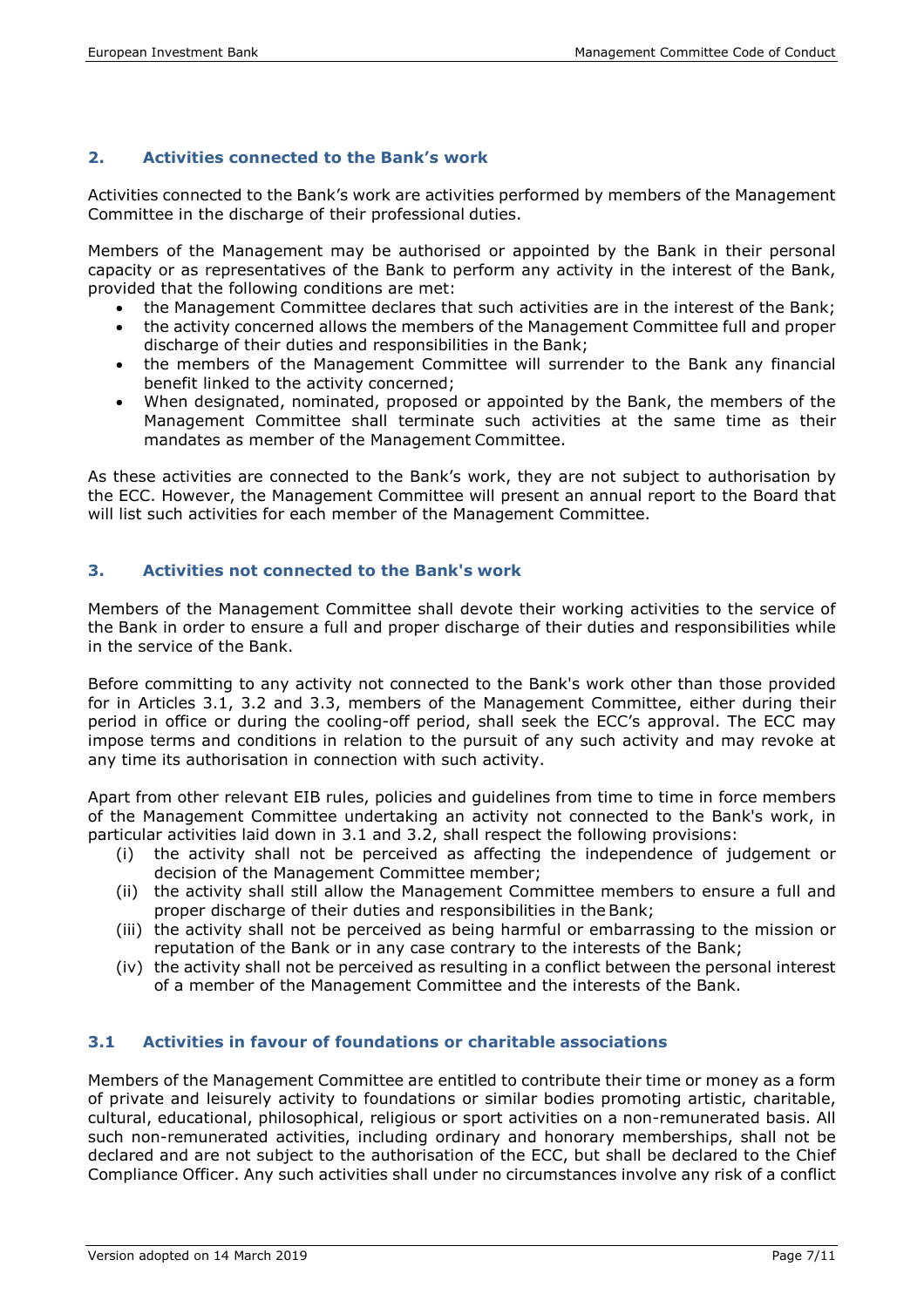## 2. Activities connected to the Bank's work

Activities connected to the Bank's work are activities performed by members of the Management Committee in the discharge of their professional duties.

Members of the Management may be authorised or appointed by the Bank in their personal capacity or as representatives of the Bank to perform any activity in the interest of the Bank, provided that the following conditions are met:

- the Management Committee declares that such activities are in the interest of the Bank;
- the activity concerned allows the members of the Management Committee full and proper discharge of their duties and responsibilities in the Bank;
- the members of the Management Committee will surrender to the Bank any financial benefit linked to the activity concerned;
- When designated, nominated, proposed or appointed by the Bank, the members of the Management Committee shall terminate such activities at the same time as their mandates as member of the Management Committee.

As these activities are connected to the Bank's work, they are not subject to authorisation by the ECC. However, the Management Committee will present an annual report to the Board that will list such activities for each member of the Management Committee.

## 3. Activities not connected to the Bank's work

Members of the Management Committee shall devote their working activities to the service of the Bank in order to ensure a full and proper discharge of their duties and responsibilities while in the service of the Bank.

Before committing to any activity not connected to the Bank's work other than those provided for in Articles 3.1, 3.2 and 3.3, members of the Management Committee, either during their period in office or during the cooling-off period, shall seek the ECC's approval. The ECC may impose terms and conditions in relation to the pursuit of any such activity and may revoke at any time its authorisation in connection with such activity.

Apart from other relevant EIB rules, policies and guidelines from time to time in force members of the Management Committee undertaking an activity not connected to the Bank's work, in particular activities laid down in 3.1 and 3.2, shall respect the following provisions:

(i) the activity shall not be perceived as affecting the independence of judgement or decision of the Management Committee member;
(ii) the activity shall still allow the Management Committee members to ensure a full and proper discharge of their duties and responsibilities in the Bank;
(iii) the activity shall not be perceived as being harmful or embarrassing to the mission or reputation of the Bank or in any case contrary to the interests of the Bank;
(iv) the activity shall not be perceived as resulting in a conflict between the personal interest of a member of the Management Committee and the interests of the Bank.

### 3.1 Activities in favour of foundations or charitable associations

Members of the Management Committee are entitled to contribute their time or money as a form of private and leisurely activity to foundations or similar bodies promoting artistic, charitable, cultural, educational, philosophical, religious or sport activities on a non-remunerated basis. All such non-remunerated activities, including ordinary and honorary memberships, shall not be declared and are not subject to the authorisation of the ECC, but shall be declared to the Chief Compliance Officer. Any such activities shall under no circumstances involve any risk of a conflict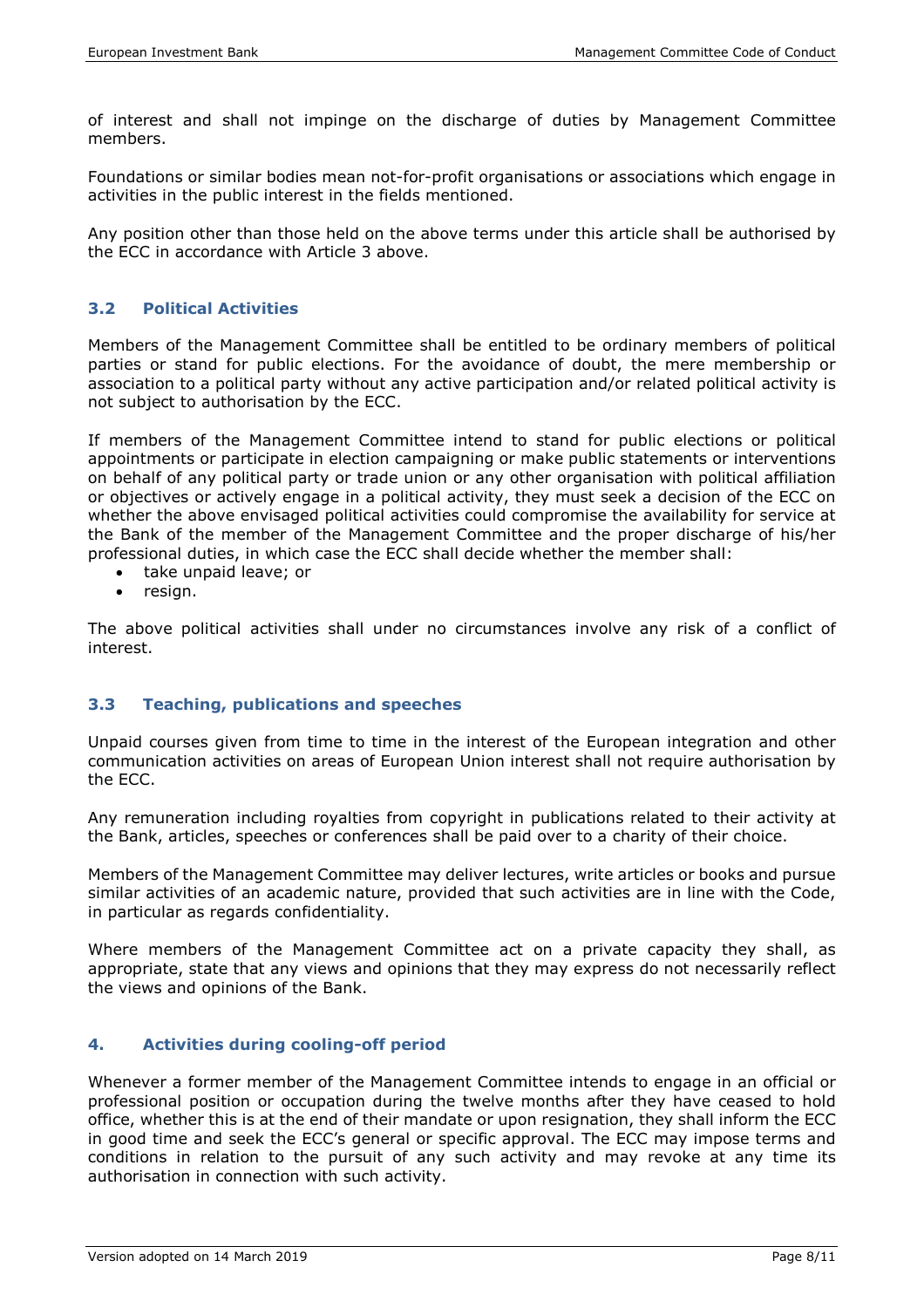of interest and shall not impinge on the discharge of duties by Management Committee members.

Foundations or similar bodies mean not-for-profit organisations or associations which engage in activities in the public interest in the fields mentioned.

Any position other than those held on the above terms under this article shall be authorised by the ECC in accordance with Article 3 above.

### 3.2 Political Activities

Members of the Management Committee shall be entitled to be ordinary members of political parties or stand for public elections. For the avoidance of doubt, the mere membership or association to a political party without any active participation and/or related political activity is not subject to authorisation by the ECC.

If members of the Management Committee intend to stand for public elections or political appointments or participate in election campaigning or make public statements or interventions on behalf of any political party or trade union or any other organisation with political affiliation or objectives or actively engage in a political activity, they must seek a decision of the ECC on whether the above envisaged political activities could compromise the availability for service at the Bank of the member of the Management Committee and the proper discharge of his/her professional duties, in which case the ECC shall decide whether the member shall:

- take unpaid leave; or
- resign.

The above political activities shall under no circumstances involve any risk of a conflict of interest.

### 3.3 Teaching, publications and speeches

Unpaid courses given from time to time in the interest of the European integration and other communication activities on areas of European Union interest shall not require authorisation by the ECC.

Any remuneration including royalties from copyright in publications related to their activity at the Bank, articles, speeches or conferences shall be paid over to a charity of their choice.

Members of the Management Committee may deliver lectures, write articles or books and pursue similar activities of an academic nature, provided that such activities are in line with the Code, in particular as regards confidentiality.

Where members of the Management Committee act on a private capacity they shall, as appropriate, state that any views and opinions that they may express do not necessarily reflect the views and opinions of the Bank.

## 4. Activities during cooling-off period

Whenever a former member of the Management Committee intends to engage in an official or professional position or occupation during the twelve months after they have ceased to hold office, whether this is at the end of their mandate or upon resignation, they shall inform the ECC in good time and seek the ECC's general or specific approval. The ECC may impose terms and conditions in relation to the pursuit of any such activity and may revoke at any time its authorisation in connection with such activity.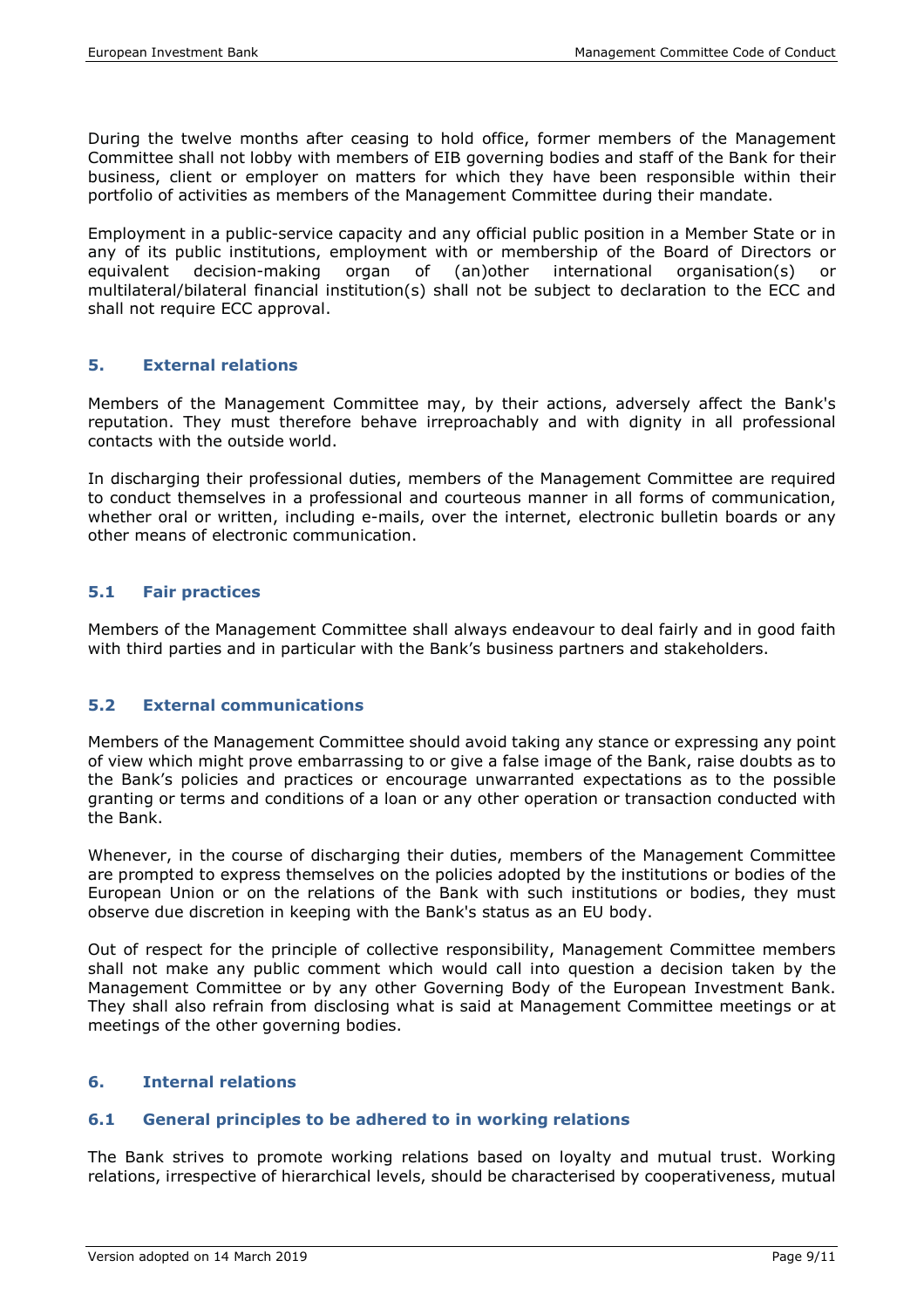During the twelve months after ceasing to hold office, former members of the Management Committee shall not lobby with members of EIB governing bodies and staff of the Bank for their business, client or employer on matters for which they have been responsible within their portfolio of activities as members of the Management Committee during their mandate.

Employment in a public-service capacity and any official public position in a Member State or in any of its public institutions, employment with or membership of the Board of Directors or equivalent decision-making organ of (an)other international organisation(s) or multilateral/bilateral financial institution(s) shall not be subject to declaration to the ECC and shall not require ECC approval.

## 5. External relations

Members of the Management Committee may, by their actions, adversely affect the Bank's reputation. They must therefore behave irreproachably and with dignity in all professional contacts with the outside world.

In discharging their professional duties, members of the Management Committee are required to conduct themselves in a professional and courteous manner in all forms of communication, whether oral or written, including e-mails, over the internet, electronic bulletin boards or any other means of electronic communication.

### 5.1 Fair practices

Members of the Management Committee shall always endeavour to deal fairly and in good faith with third parties and in particular with the Bank's business partners and stakeholders.

### 5.2 External communications

Members of the Management Committee should avoid taking any stance or expressing any point of view which might prove embarrassing to or give a false image of the Bank, raise doubts as to the Bank's policies and practices or encourage unwarranted expectations as to the possible granting or terms and conditions of a loan or any other operation or transaction conducted with the Bank.

Whenever, in the course of discharging their duties, members of the Management Committee are prompted to express themselves on the policies adopted by the institutions or bodies of the European Union or on the relations of the Bank with such institutions or bodies, they must observe due discretion in keeping with the Bank's status as an EU body.

Out of respect for the principle of collective responsibility, Management Committee members shall not make any public comment which would call into question a decision taken by the Management Committee or by any other Governing Body of the European Investment Bank. They shall also refrain from disclosing what is said at Management Committee meetings or at meetings of the other governing bodies.

## 6. Internal relations

### 6.1 General principles to be adhered to in working relations

The Bank strives to promote working relations based on loyalty and mutual trust. Working relations, irrespective of hierarchical levels, should be characterised by cooperativeness, mutual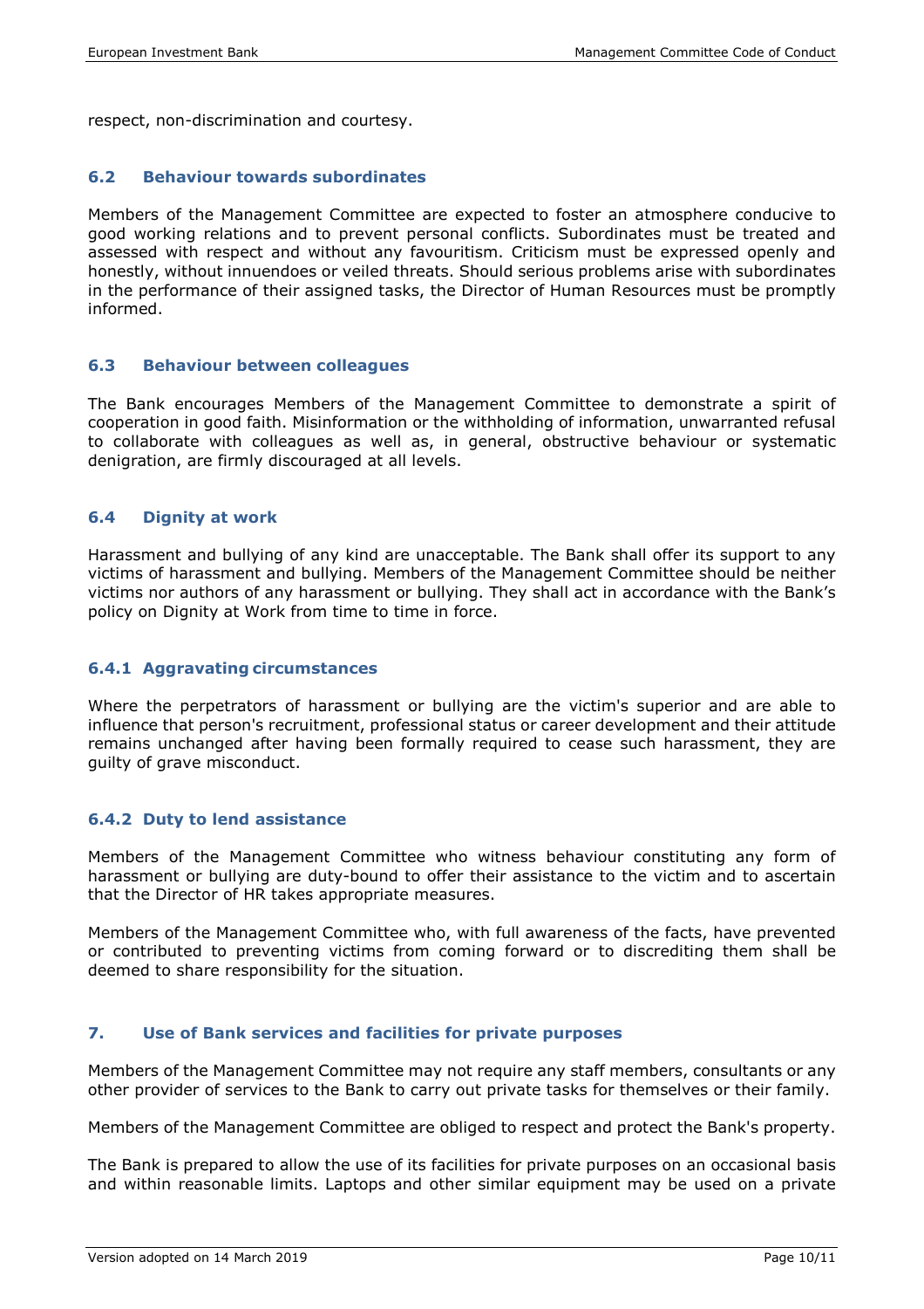respect, non-discrimination and courtesy.

### 6.2 Behaviour towards subordinates

Members of the Management Committee are expected to foster an atmosphere conducive to good working relations and to prevent personal conflicts. Subordinates must be treated and assessed with respect and without any favouritism. Criticism must be expressed openly and honestly, without innuendoes or veiled threats. Should serious problems arise with subordinates in the performance of their assigned tasks, the Director of Human Resources must be promptly informed.

### 6.3 Behaviour between colleagues

The Bank encourages Members of the Management Committee to demonstrate a spirit of cooperation in good faith. Misinformation or the withholding of information, unwarranted refusal to collaborate with colleagues as well as, in general, obstructive behaviour or systematic denigration, are firmly discouraged at all levels.

### 6.4 Dignity at work

Harassment and bullying of any kind are unacceptable. The Bank shall offer its support to any victims of harassment and bullying. Members of the Management Committee should be neither victims nor authors of any harassment or bullying. They shall act in accordance with the Bank's policy on Dignity at Work from time to time in force.

#### 6.4.1 Aggravating circumstances

Where the perpetrators of harassment or bullying are the victim's superior and are able to influence that person's recruitment, professional status or career development and their attitude remains unchanged after having been formally required to cease such harassment, they are guilty of grave misconduct.

#### 6.4.2 Duty to lend assistance

Members of the Management Committee who witness behaviour constituting any form of harassment or bullying are duty-bound to offer their assistance to the victim and to ascertain that the Director of HR takes appropriate measures.

Members of the Management Committee who, with full awareness of the facts, have prevented or contributed to preventing victims from coming forward or to discrediting them shall be deemed to share responsibility for the situation.

## 7. Use of Bank services and facilities for private purposes

Members of the Management Committee may not require any staff members, consultants or any other provider of services to the Bank to carry out private tasks for themselves or their family.

Members of the Management Committee are obliged to respect and protect the Bank's property.

The Bank is prepared to allow the use of its facilities for private purposes on an occasional basis and within reasonable limits. Laptops and other similar equipment may be used on a private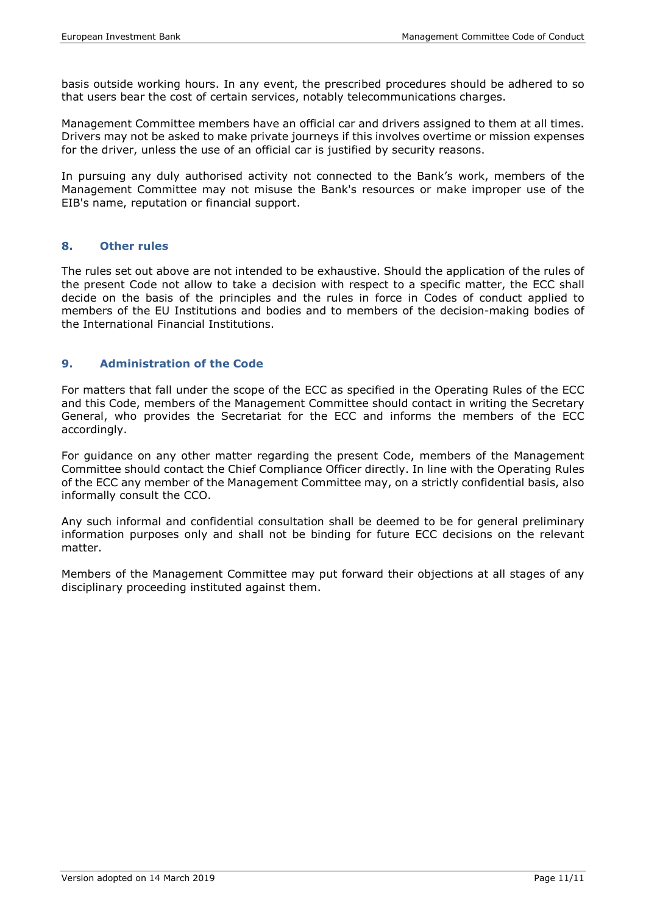basis outside working hours. In any event, the prescribed procedures should be adhered to so that users bear the cost of certain services, notably telecommunications charges.

Management Committee members have an official car and drivers assigned to them at all times. Drivers may not be asked to make private journeys if this involves overtime or mission expenses for the driver, unless the use of an official car is justified by security reasons.

In pursuing any duly authorised activity not connected to the Bank's work, members of the Management Committee may not misuse the Bank's resources or make improper use of the EIB's name, reputation or financial support.

## 8. Other rules

The rules set out above are not intended to be exhaustive. Should the application of the rules of the present Code not allow to take a decision with respect to a specific matter, the ECC shall decide on the basis of the principles and the rules in force in Codes of conduct applied to members of the EU Institutions and bodies and to members of the decision-making bodies of the International Financial Institutions.

## 9. Administration of the Code

For matters that fall under the scope of the ECC as specified in the Operating Rules of the ECC and this Code, members of the Management Committee should contact in writing the Secretary General, who provides the Secretariat for the ECC and informs the members of the ECC accordingly.

For guidance on any other matter regarding the present Code, members of the Management Committee should contact the Chief Compliance Officer directly. In line with the Operating Rules of the ECC any member of the Management Committee may, on a strictly confidential basis, also informally consult the CCO.

Any such informal and confidential consultation shall be deemed to be for general preliminary information purposes only and shall not be binding for future ECC decisions on the relevant matter.

Members of the Management Committee may put forward their objections at all stages of any disciplinary proceeding instituted against them.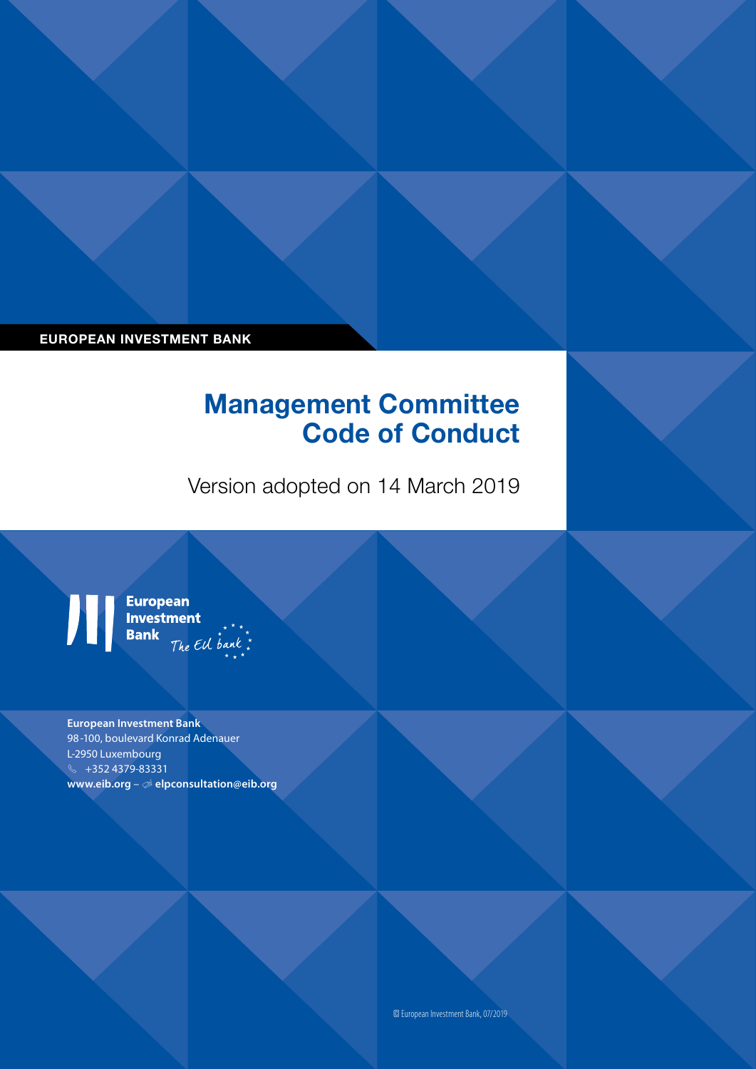EUROPEAN INVESTMENT BANK

# Management Committee Code of Conduct

Version adopted on 14 March 2019

European Investment Bank
The EU bank

**European Investment Bank**
98 -100, boulevard Konrad Adenauer
L-2950 Luxembourg
+352 4379-83331
**www.eib.org** – **elpconsultation@eib.org**

© European Investment Bank, 07/2019